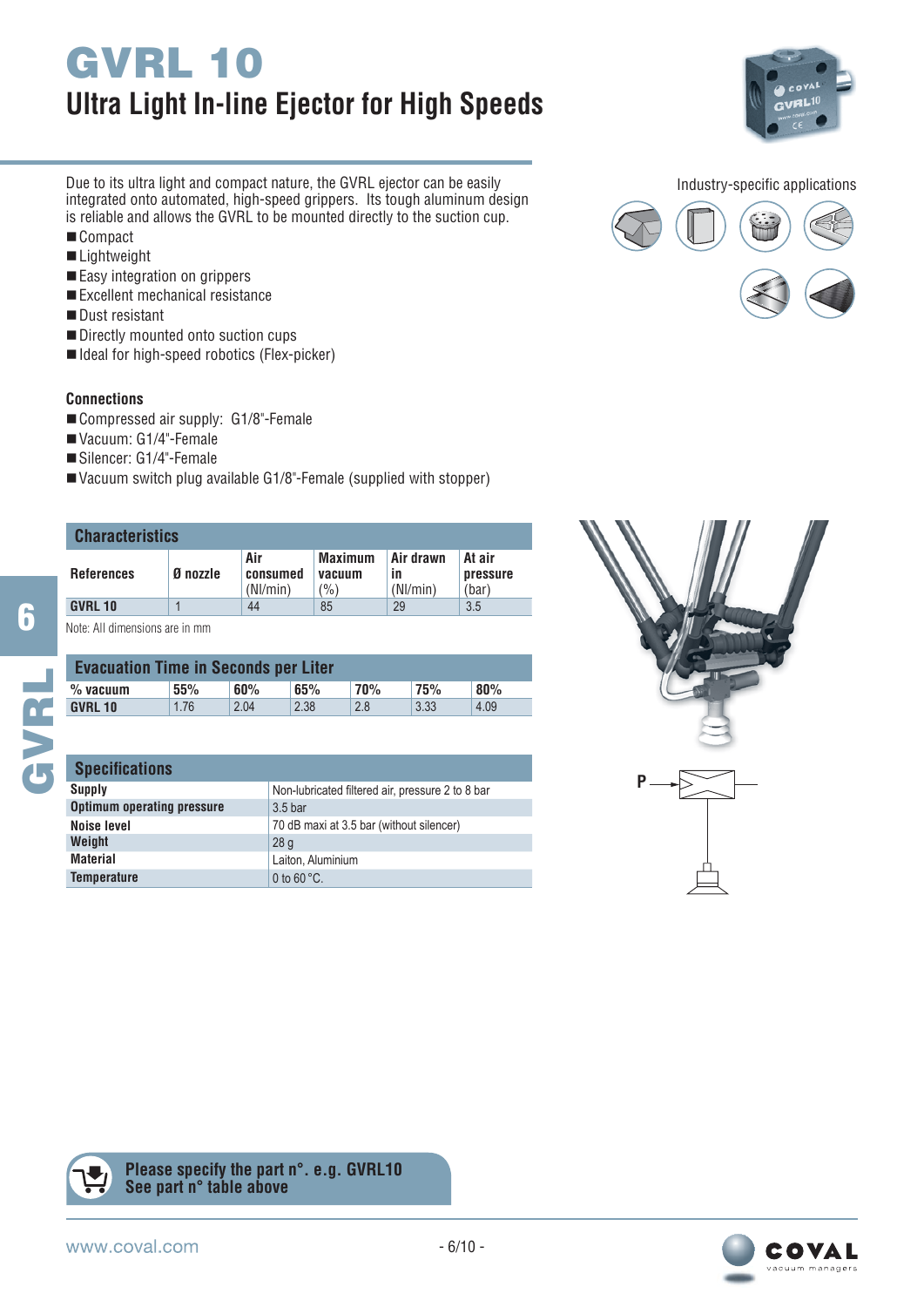# GVRL 10

## Ultra Light In-line Ejector for High Speeds

Due to its ultra light and compact nature, the GVRL ejector can be easily integrated onto automated, high-speed grippers. Its tough aluminum design is reliable and allows the GVRL to be mounted directly to the suction cup.

- Compact
- Lightweight
- Easy integration on grippers
- Excellent mechanical resistance
- Dust resistant
- Directly mounted onto suction cups
- Ideal for high-speed robotics (Flex-picker)

Industry-specific applications

### Connections

- Compressed air supply: G1/8"-Female
- Vacuum: G1/4"-Female
- Silencer: G1/4"-Female
- Vacuum switch plug available G1/8"-Female (supplied with stopper)

### Characteristics

| References | Ø nozzle | Air consumed (Nl/min) | Maximum vacuum (%) | Air drawn in (Nl/min) | At air pressure (bar) |
|---|---|---|---|---|---|
| GVRL 10 | 1 | 44 | 85 | 29 | 3.5 |

Note: All dimensions are in mm

### Evacuation Time in Seconds per Liter

| % vacuum | 55% | 60% | 65% | 70% | 75% | 80% |
|---|---|---|---|---|---|---|
| GVRL 10 | 1.76 | 2.04 | 2.38 | 2.8 | 3.33 | 4.09 |

### Specifications

| | |
|---|---|
| Supply | Non-lubricated filtered air, pressure 2 to 8 bar |
| Optimum operating pressure | 3.5 bar |
| Noise level | 70 dB maxi at 3.5 bar (without silencer) |
| Weight | 28 g |
| Material | Laiton, Aluminium |
| Temperature | 0 to 60 °C. |

P

**Please specify the part n°. e.g. GVRL10**
**See part n° table above**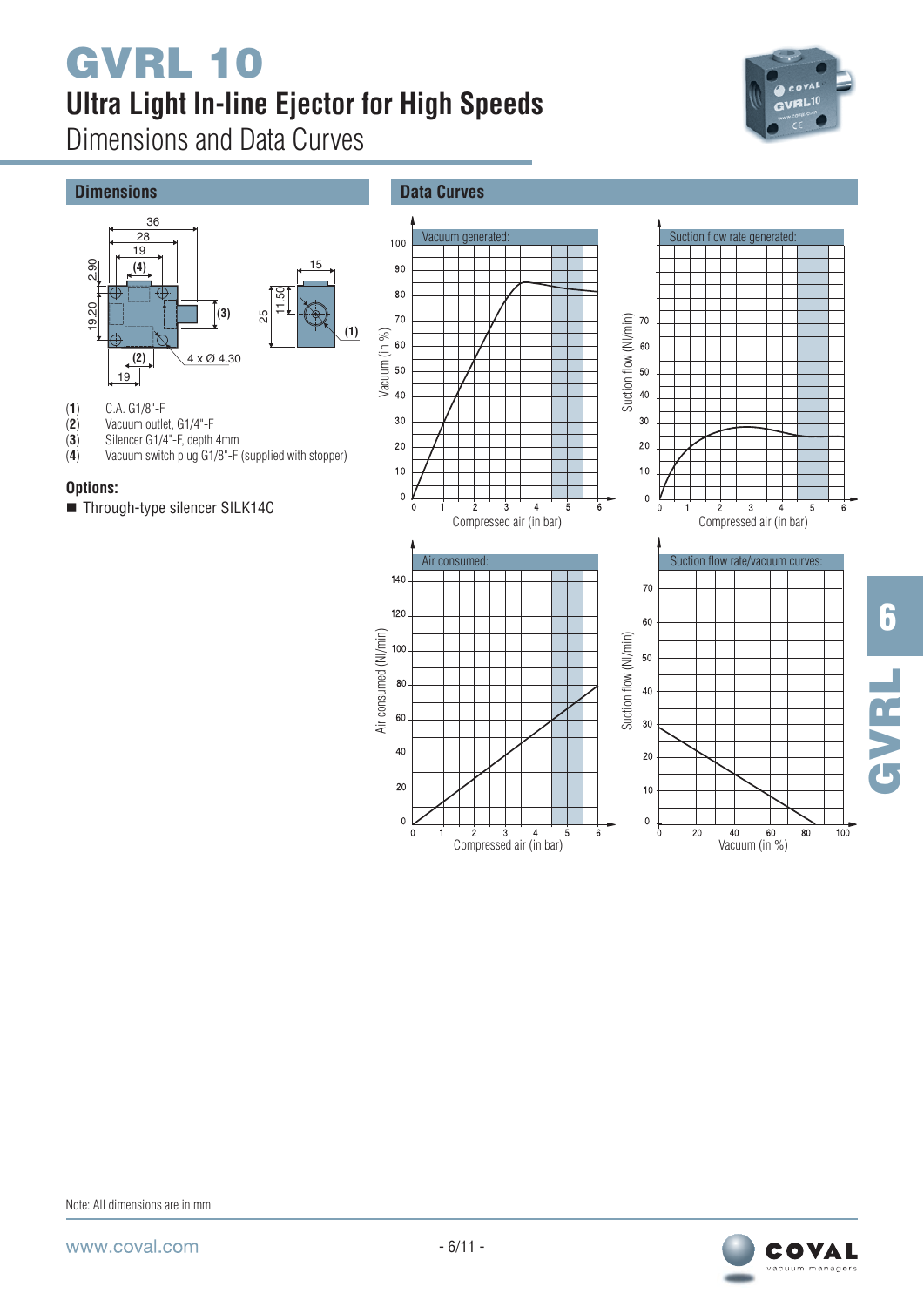# GVRL 10

## Ultra Light In-line Ejector for High Speeds

Dimensions and Data Curves

## Dimensions

36
28
19
(4)
2.90
19.20
(3)
(2)
4 x Ø 4.30
19
15
11.50
25
(1)

(**1**) C.A. G1/8"-F
(**2**) Vacuum outlet, G1/4"-F
(**3**) Silencer G1/4"-F, depth 4mm
(**4**) Vacuum switch plug G1/8"-F (supplied with stopper)

### Options:

- Through-type silencer SILK14C

## Data Curves

Vacuum generated:
Vacuum (in %)
100
90
80
70
60
50
40
30
20
10
0
0 1 2 3 4 5 6
Compressed air (in bar)

Suction flow rate generated:
Suction flow (Nl/min)
70
60
50
40
30
20
10
0
0 1 2 3 4 5 6
Compressed air (in bar)

Air consumed:
Air consumed (Nl/min)
140
120
100
80
60
40
20
0
0 1 2 3 4 5 6
Compressed air (in bar)

Suction flow rate/vacuum curves:
Suction flow (Nl/min)
70
60
50
40
30
20
10
0
0 20 40 60 80 100
Vacuum (in %)

6
GVRL

Note: All dimensions are in mm